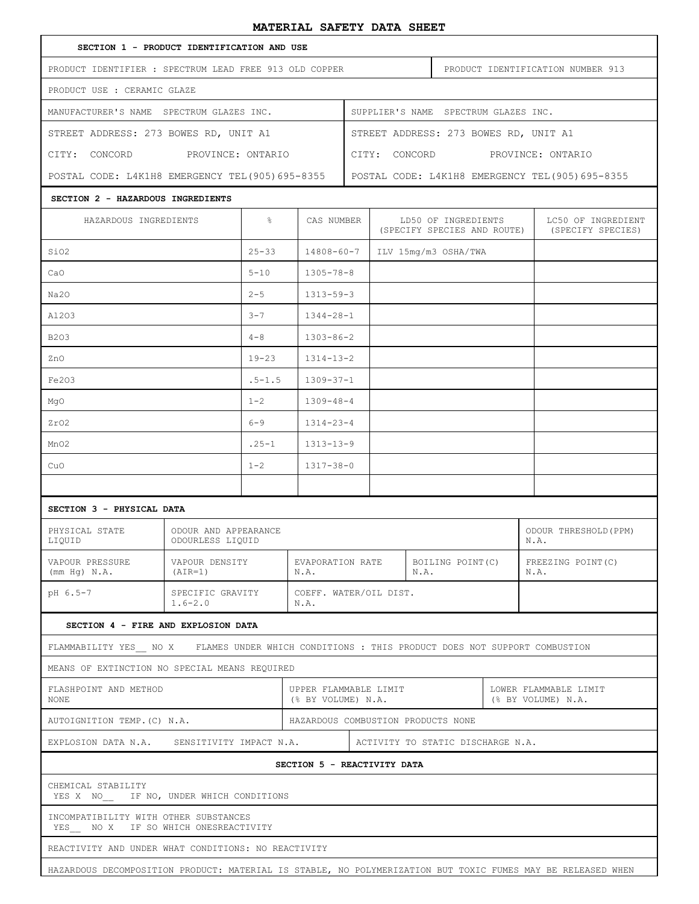# MATERIAL SAFETY DATA SHEET

## SECTION 1 - PRODUCT IDENTIFICATION AND USE

| | |
|---|---|
| PRODUCT IDENTIFIER : SPECTRUM LEAD FREE 913 OLD COPPER | PRODUCT IDENTIFICATION NUMBER 913 |
| PRODUCT USE : CERAMIC GLAZE | |
| MANUFACTURER'S NAME SPECTRUM GLAZES INC. | SUPPLIER'S NAME SPECTRUM GLAZES INC. |
| STREET ADDRESS: 273 BOWES RD, UNIT A1 | STREET ADDRESS: 273 BOWES RD, UNIT A1 |
| CITY: CONCORD PROVINCE: ONTARIO | CITY: CONCORD PROVINCE: ONTARIO |
| POSTAL CODE: L4K1H8 EMERGENCY TEL(905)695-8355 | POSTAL CODE: L4K1H8 EMERGENCY TEL(905)695-8355 |

## SECTION 2 - HAZARDOUS INGREDIENTS

| HAZARDOUS INGREDIENTS | % | CAS NUMBER | LD50 OF INGREDIENTS (SPECIFY SPECIES AND ROUTE) | LC50 OF INGREDIENT (SPECIFY SPECIES) |
|---|---|---|---|---|
| $SiO_2$ | 25-33 | 14808-60-7 | ILV 15mg/m3 OSHA/TWA | |
| CaO | 5-10 | 1305-78-8 | | |
| $Na_2O$ | 2-5 | 1313-59-3 | | |
| $Al_2O_3$ | 3-7 | 1344-28-1 | | |
| $B_2O_3$ | 4-8 | 1303-86-2 | | |
| ZnO | 19-23 | 1314-13-2 | | |
| $Fe_2O_3$ | .5-1.5 | 1309-37-1 | | |
| MgO | 1-2 | 1309-48-4 | | |
| $ZrO_2$ | 6-9 | 1314-23-4 | | |
| $MnO_2$ | .25-1 | 1313-13-9 | | |
| CuO | 1-2 | 1317-38-0 | | |
| | | | | |

## SECTION 3 - PHYSICAL DATA

| | | | | |
|---|---|---|---|---|
| PHYSICAL STATE LIQUID | ODOUR AND APPEARANCE ODOURLESS LIQUID | | | ODOUR THRESHOLD(PPM) N.A. |
| VAPOUR PRESSURE (mm Hg) N.A. | VAPOUR DENSITY (AIR=1) | EVAPORATION RATE N.A. | BOILING POINT(C) N.A. | FREEZING POINT(C) N.A. |
| pH 6.5-7 | SPECIFIC GRAVITY 1.6-2.0 | COEFF. WATER/OIL DIST. N.A. | | |

## SECTION 4 - FIRE AND EXPLOSION DATA

FLAMMABILITY YES__ NO X FLAMES UNDER WHICH CONDITIONS : THIS PRODUCT DOES NOT SUPPORT COMBUSTION

MEANS OF EXTINCTION NO SPECIAL MEANS REQUIRED

| | | |
|---|---|---|
| FLASHPOINT AND METHOD NONE | UPPER FLAMMABLE LIMIT (% BY VOLUME) N.A. | LOWER FLAMMABLE LIMIT (% BY VOLUME) N.A. |
| AUTOIGNITION TEMP.(C) N.A. | HAZARDOUS COMBUSTION PRODUCTS NONE | |

EXPLOSION DATA N.A. SENSITIVITY IMPACT N.A. ACTIVITY TO STATIC DISCHARGE N.A.

## SECTION 5 - REACTIVITY DATA

CHEMICAL STABILITY
YES X NO__ IF NO, UNDER WHICH CONDITIONS

INCOMPATIBILITY WITH OTHER SUBSTANCES
YES__ NO X IF SO WHICH ONESREACTIVITY

REACTIVITY AND UNDER WHAT CONDITIONS: NO REACTIVITY

HAZARDOUS DECOMPOSITION PRODUCT: MATERIAL IS STABLE, NO POLYMERIZATION BUT TOXIC FUMES MAY BE RELEASED WHEN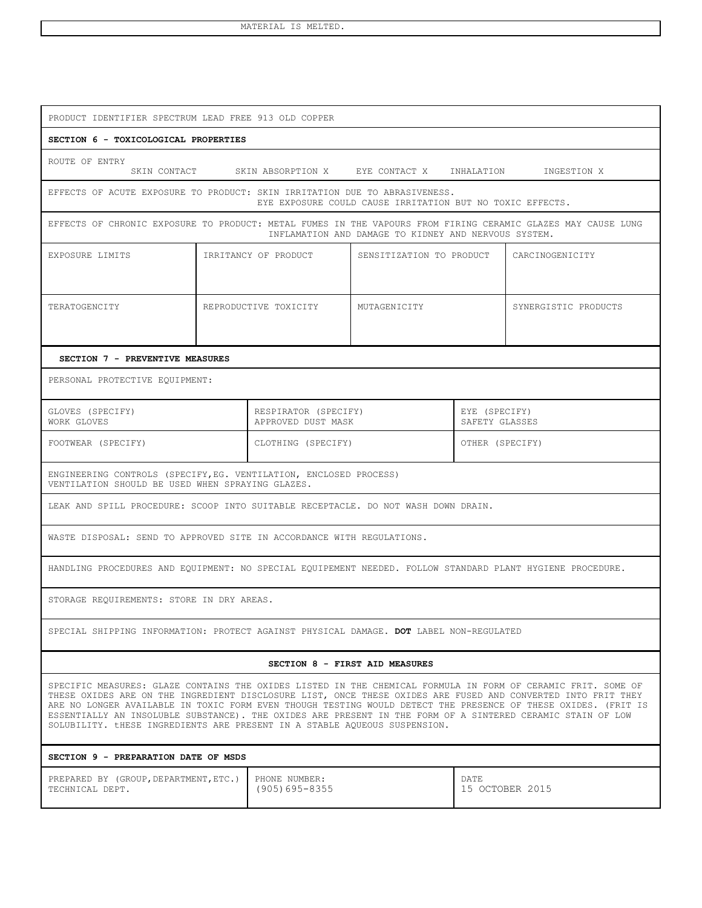MATERIAL IS MELTED.

PRODUCT IDENTIFIER SPECTRUM LEAD FREE 913 OLD COPPER

## SECTION 6 - TOXICOLOGICAL PROPERTIES

ROUTE OF ENTRY
SKIN CONTACT SKIN ABSORPTION X EYE CONTACT X INHALATION INGESTION X

EFFECTS OF ACUTE EXPOSURE TO PRODUCT: SKIN IRRITATION DUE TO ABRASIVENESS.
EYE EXPOSURE COULD CAUSE IRRITATION BUT NO TOXIC EFFECTS.

EFFECTS OF CHRONIC EXPOSURE TO PRODUCT: METAL FUMES IN THE VAPOURS FROM FIRING CERAMIC GLAZES MAY CAUSE LUNG INFLAMATION AND DAMAGE TO KIDNEY AND NERVOUS SYSTEM.

| | | | |
|---|---|---|---|
| EXPOSURE LIMITS | IRRITANCY OF PRODUCT | SENSITIZATION TO PRODUCT | CARCINOGENICITY |
| TERATOGENCITY | REPRODUCTIVE TOXICITY | MUTAGENICITY | SYNERGISTIC PRODUCTS |

## SECTION 7 - PREVENTIVE MEASURES

PERSONAL PROTECTIVE EQUIPMENT:

| | | |
|---|---|---|
| GLOVES (SPECIFY)<br>WORK GLOVES | RESPIRATOR (SPECIFY)<br>APPROVED DUST MASK | EYE (SPECIFY)<br>SAFETY GLASSES |
| FOOTWEAR (SPECIFY) | CLOTHING (SPECIFY) | OTHER (SPECIFY) |

ENGINEERING CONTROLS (SPECIFY,EG. VENTILATION, ENCLOSED PROCESS)
VENTILATION SHOULD BE USED WHEN SPRAYING GLAZES.

LEAK AND SPILL PROCEDURE: SCOOP INTO SUITABLE RECEPTACLE. DO NOT WASH DOWN DRAIN.

WASTE DISPOSAL: SEND TO APPROVED SITE IN ACCORDANCE WITH REGULATIONS.

HANDLING PROCEDURES AND EQUIPMENT: NO SPECIAL EQUIPEMENT NEEDED. FOLLOW STANDARD PLANT HYGIENE PROCEDURE.

STORAGE REQUIREMENTS: STORE IN DRY AREAS.

SPECIAL SHIPPING INFORMATION: PROTECT AGAINST PHYSICAL DAMAGE. **DOT** LABEL NON-REGULATED

## SECTION 8 - FIRST AID MEASURES

SPECIFIC MEASURES: GLAZE CONTAINS THE OXIDES LISTED IN THE CHEMICAL FORMULA IN FORM OF CERAMIC FRIT. SOME OF THESE OXIDES ARE ON THE INGREDIENT DISCLOSURE LIST, ONCE THESE OXIDES ARE FUSED AND CONVERTED INTO FRIT THEY ARE NO LONGER AVAILABLE IN TOXIC FORM EVEN THOUGH TESTING WOULD DETECT THE PRESENCE OF THESE OXIDES. (FRIT IS ESSENTIALLY AN INSOLUBLE SUBSTANCE). THE OXIDES ARE PRESENT IN THE FORM OF A SINTERED CERAMIC STAIN OF LOW SOLUBILITY. tHESE INGREDIENTS ARE PRESENT IN A STABLE AQUEOUS SUSPENSION.

## SECTION 9 - PREPARATION DATE OF MSDS

| | | |
|---|---|---|
| PREPARED BY (GROUP,DEPARTMENT,ETC.)<br>TECHNICAL DEPT. | PHONE NUMBER:<br>(905)695-8355 | DATE<br>15 OCTOBER 2015 |